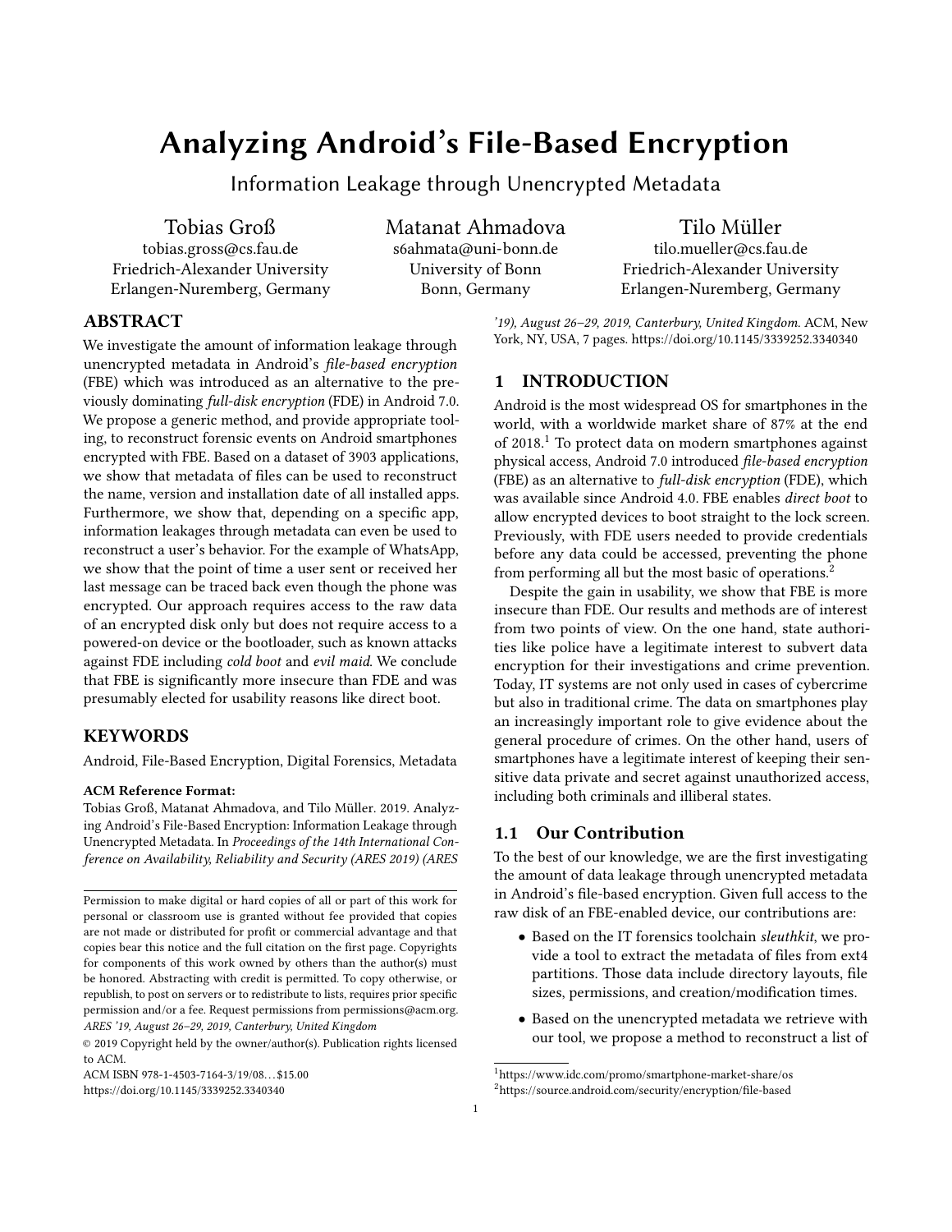# Analyzing Android's File-Based Encryption

## Information Leakage through Unencrypted Metadata

Tobias Groß
tobias.gross@cs.fau.de
Friedrich-Alexander University
Erlangen-Nuremberg, Germany

Matanat Ahmadova
s6ahmata@uni-bonn.de
University of Bonn
Bonn, Germany

Tilo Müller
tilo.mueller@cs.fau.de
Friedrich-Alexander University
Erlangen-Nuremberg, Germany

## ABSTRACT

We investigate the amount of information leakage through unencrypted metadata in Android's *file-based encryption* (FBE) which was introduced as an alternative to the previously dominating *full-disk encryption* (FDE) in Android 7.0. We propose a generic method, and provide appropriate tooling, to reconstruct forensic events on Android smartphones encrypted with FBE. Based on a dataset of 3903 applications, we show that metadata of files can be used to reconstruct the name, version and installation date of all installed apps. Furthermore, we show that, depending on a specific app, information leakages through metadata can even be used to reconstruct a user's behavior. For the example of WhatsApp, we show that the point of time a user sent or received her last message can be traced back even though the phone was encrypted. Our approach requires access to the raw data of an encrypted disk only but does not require access to a powered-on device or the bootloader, such as known attacks against FDE including *cold boot* and *evil maid*. We conclude that FBE is significantly more insecure than FDE and was presumably elected for usability reasons like direct boot.

## KEYWORDS

Android, File-Based Encryption, Digital Forensics, Metadata

**ACM Reference Format:**
Tobias Groß, Matanat Ahmadova, and Tilo Müller. 2019. Analyzing Android's File-Based Encryption: Information Leakage through Unencrypted Metadata. In *Proceedings of the 14th International Conference on Availability, Reliability and Security (ARES 2019) (ARES '19), August 26–29, 2019, Canterbury, United Kingdom.* ACM, New York, NY, USA, 7 pages. https://doi.org/10.1145/3339252.3340340

Permission to make digital or hard copies of all or part of this work for personal or classroom use is granted without fee provided that copies are not made or distributed for profit or commercial advantage and that copies bear this notice and the full citation on the first page. Copyrights for components of this work owned by others than the author(s) must be honored. Abstracting with credit is permitted. To copy otherwise, or republish, to post on servers or to redistribute to lists, requires prior specific permission and/or a fee. Request permissions from permissions@acm.org.
*ARES '19, August 26–29, 2019, Canterbury, United Kingdom*
© 2019 Copyright held by the owner/author(s). Publication rights licensed to ACM.
ACM ISBN 978-1-4503-7164-3/19/08…$15.00
https://doi.org/10.1145/3339252.3340340

## 1 INTRODUCTION

Android is the most widespread OS for smartphones in the world, with a worldwide market share of 87% at the end of 2018.[1] To protect data on modern smartphones against physical access, Android 7.0 introduced *file-based encryption* (FBE) as an alternative to *full-disk encryption* (FDE), which was available since Android 4.0. FBE enables *direct boot* to allow encrypted devices to boot straight to the lock screen. Previously, with FDE users needed to provide credentials before any data could be accessed, preventing the phone from performing all but the most basic of operations.[2]

Despite the gain in usability, we show that FBE is more insecure than FDE. Our results and methods are of interest from two points of view. On the one hand, state authorities like police have a legitimate interest to subvert data encryption for their investigations and crime prevention. Today, IT systems are not only used in cases of cybercrime but also in traditional crime. The data on smartphones play an increasingly important role to give evidence about the general procedure of crimes. On the other hand, users of smartphones have a legitimate interest of keeping their sensitive data private and secret against unauthorized access, including both criminals and illiberal states.

### 1.1 Our Contribution

To the best of our knowledge, we are the first investigating the amount of data leakage through unencrypted metadata in Android's file-based encryption. Given full access to the raw disk of an FBE-enabled device, our contributions are:

- Based on the IT forensics toolchain *sleuthkit*, we provide a tool to extract the metadata of files from ext4 partitions. Those data include directory layouts, file sizes, permissions, and creation/modification times.
- Based on the unencrypted metadata we retrieve with our tool, we propose a method to reconstruct a list of

[1] https://www.idc.com/promo/smartphone-market-share/os
[2] https://source.android.com/security/encryption/file-based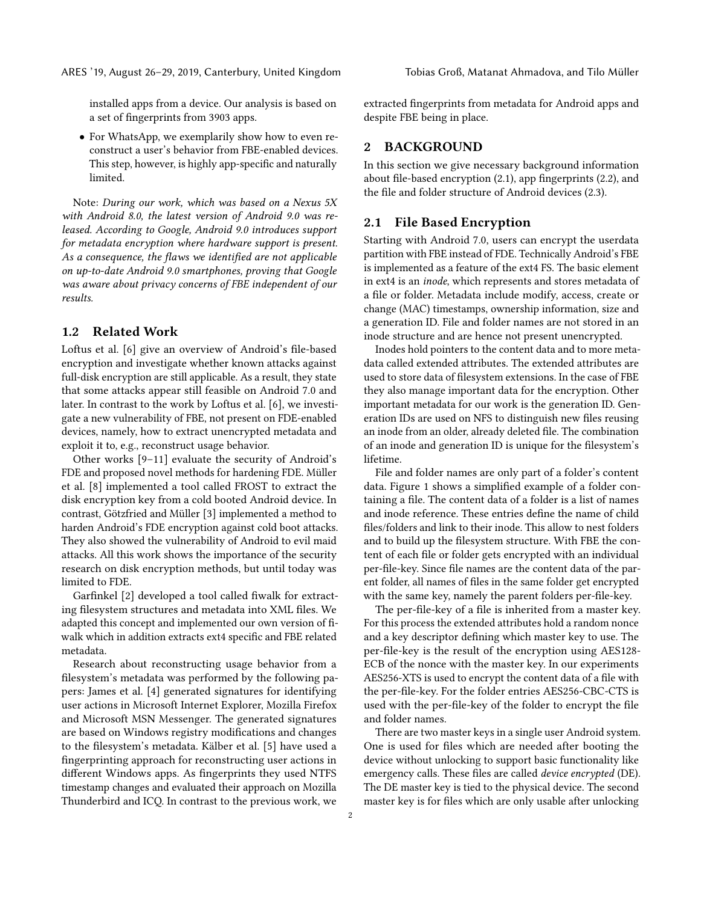installed apps from a device. Our analysis is based on a set of fingerprints from 3903 apps.

- For WhatsApp, we exemplarily show how to even reconstruct a user's behavior from FBE-enabled devices. This step, however, is highly app-specific and naturally limited.

Note: *During our work, which was based on a Nexus 5X with Android 8.0, the latest version of Android 9.0 was released. According to Google, Android 9.0 introduces support for metadata encryption where hardware support is present. As a consequence, the flaws we identified are not applicable on up-to-date Android 9.0 smartphones, proving that Google was aware about privacy concerns of FBE independent of our results.*

### 1.2 Related Work

Loftus et al. [6] give an overview of Android's file-based encryption and investigate whether known attacks against full-disk encryption are still applicable. As a result, they state that some attacks appear still feasible on Android 7.0 and later. In contrast to the work by Loftus et al. [6], we investigate a new vulnerability of FBE, not present on FDE-enabled devices, namely, how to extract unencrypted metadata and exploit it to, e.g., reconstruct usage behavior.

Other works [9–11] evaluate the security of Android's FDE and proposed novel methods for hardening FDE. Müller et al. [8] implemented a tool called FROST to extract the disk encryption key from a cold booted Android device. In contrast, Götzfried and Müller [3] implemented a method to harden Android's FDE encryption against cold boot attacks. They also showed the vulnerability of Android to evil maid attacks. All this work shows the importance of the security research on disk encryption methods, but until today was limited to FDE.

Garfinkel [2] developed a tool called fiwalk for extracting filesystem structures and metadata into XML files. We adapted this concept and implemented our own version of fiwalk which in addition extracts ext4 specific and FBE related metadata.

Research about reconstructing usage behavior from a filesystem's metadata was performed by the following papers: James et al. [4] generated signatures for identifying user actions in Microsoft Internet Explorer, Mozilla Firefox and Microsoft MSN Messenger. The generated signatures are based on Windows registry modifications and changes to the filesystem's metadata. Kälber et al. [5] have used a fingerprinting approach for reconstructing user actions in different Windows apps. As fingerprints they used NTFS timestamp changes and evaluated their approach on Mozilla Thunderbird and ICQ. In contrast to the previous work, we extracted fingerprints from metadata for Android apps and despite FBE being in place.

## 2 BACKGROUND

In this section we give necessary background information about file-based encryption (2.1), app fingerprints (2.2), and the file and folder structure of Android devices (2.3).

### 2.1 File Based Encryption

Starting with Android 7.0, users can encrypt the userdata partition with FBE instead of FDE. Technically Android's FBE is implemented as a feature of the ext4 FS. The basic element in ext4 is an *inode*, which represents and stores metadata of a file or folder. Metadata include modify, access, create or change (MAC) timestamps, ownership information, size and a generation ID. File and folder names are not stored in an inode structure and are hence not present unencrypted.

Inodes hold pointers to the content data and to more metadata called extended attributes. The extended attributes are used to store data of filesystem extensions. In the case of FBE they also manage important data for the encryption. Other important metadata for our work is the generation ID. Generation IDs are used on NFS to distinguish new files reusing an inode from an older, already deleted file. The combination of an inode and generation ID is unique for the filesystem's lifetime.

File and folder names are only part of a folder's content data. Figure 1 shows a simplified example of a folder containing a file. The content data of a folder is a list of names and inode reference. These entries define the name of child files/folders and link to their inode. This allow to nest folders and to build up the filesystem structure. With FBE the content of each file or folder gets encrypted with an individual per-file-key. Since file names are the content data of the parent folder, all names of files in the same folder get encrypted with the same key, namely the parent folders per-file-key.

The per-file-key of a file is inherited from a master key. For this process the extended attributes hold a random nonce and a key descriptor defining which master key to use. The per-file-key is the result of the encryption using AES128-ECB of the nonce with the master key. In our experiments AES256-XTS is used to encrypt the content data of a file with the per-file-key. For the folder entries AES256-CBC-CTS is used with the per-file-key of the folder to encrypt the file and folder names.

There are two master keys in a single user Android system. One is used for files which are needed after booting the device without unlocking to support basic functionality like emergency calls. These files are called *device encrypted* (DE). The DE master key is tied to the physical device. The second master key is for files which are only usable after unlocking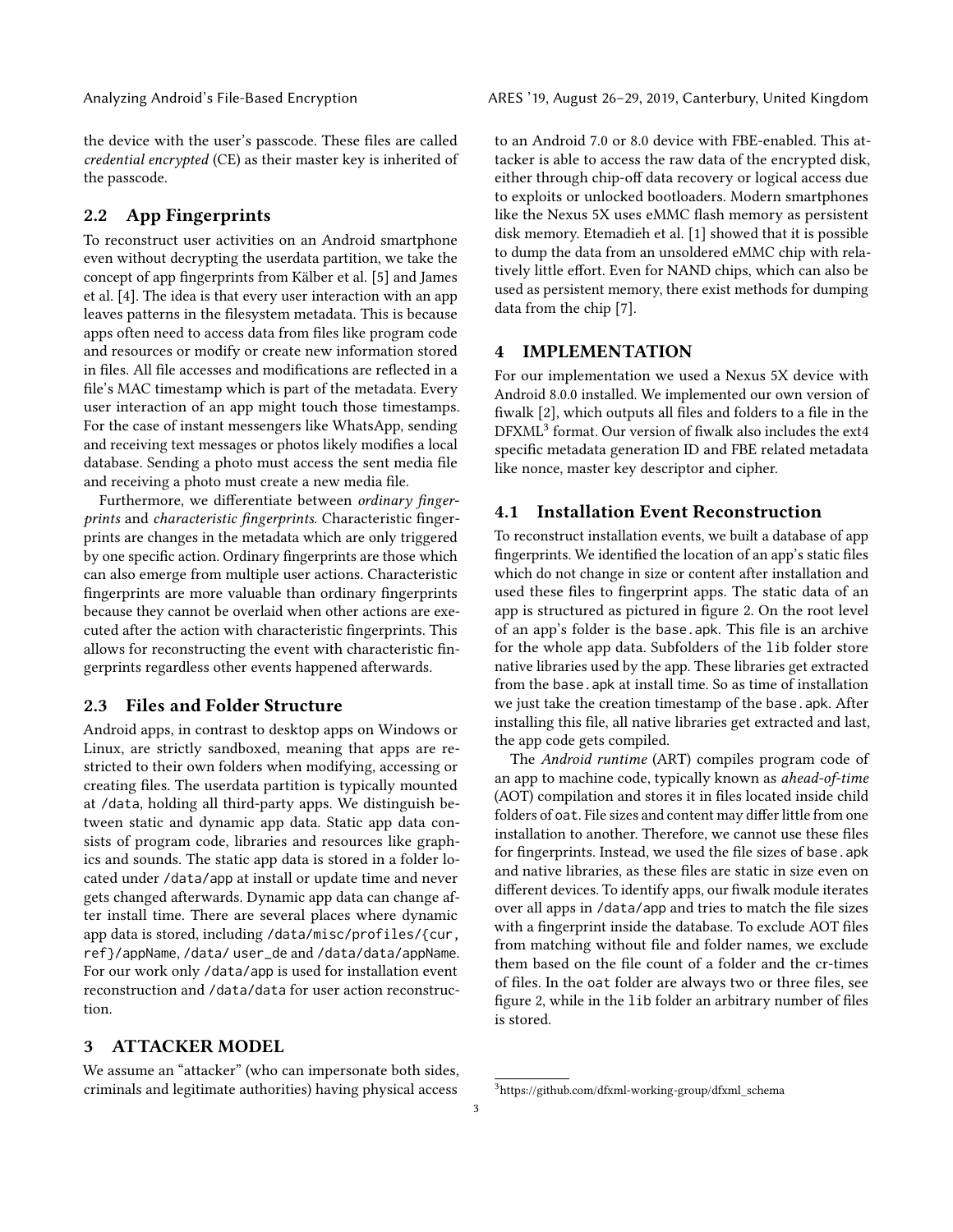the device with the user's passcode. These files are called *credential encrypted* (CE) as their master key is inherited of the passcode.

## 2.2 App Fingerprints

To reconstruct user activities on an Android smartphone even without decrypting the userdata partition, we take the concept of app fingerprints from Kälber et al. [5] and James et al. [4]. The idea is that every user interaction with an app leaves patterns in the filesystem metadata. This is because apps often need to access data from files like program code and resources or modify or create new information stored in files. All file accesses and modifications are reflected in a file's MAC timestamp which is part of the metadata. Every user interaction of an app might touch those timestamps. For the case of instant messengers like WhatsApp, sending and receiving text messages or photos likely modifies a local database. Sending a photo must access the sent media file and receiving a photo must create a new media file.

Furthermore, we differentiate between *ordinary fingerprints* and *characteristic fingerprints*. Characteristic fingerprints are changes in the metadata which are only triggered by one specific action. Ordinary fingerprints are those which can also emerge from multiple user actions. Characteristic fingerprints are more valuable than ordinary fingerprints because they cannot be overlaid when other actions are executed after the action with characteristic fingerprints. This allows for reconstructing the event with characteristic fingerprints regardless other events happened afterwards.

## 2.3 Files and Folder Structure

Android apps, in contrast to desktop apps on Windows or Linux, are strictly sandboxed, meaning that apps are restricted to their own folders when modifying, accessing or creating files. The userdata partition is typically mounted at `/data`, holding all third-party apps. We distinguish between static and dynamic app data. Static app data consists of program code, libraries and resources like graphics and sounds. The static app data is stored in a folder located under `/data/app` at install or update time and never gets changed afterwards. Dynamic app data can change after install time. There are several places where dynamic app data is stored, including `/data/misc/profiles/{cur, ref}/appName`, `/data/ user_de` and `/data/data/appName`. For our work only `/data/app` is used for installation event reconstruction and `/data/data` for user action reconstruction.

# 3 ATTACKER MODEL

We assume an "attacker" (who can impersonate both sides, criminals and legitimate authorities) having physical access to an Android 7.0 or 8.0 device with FBE-enabled. This attacker is able to access the raw data of the encrypted disk, either through chip-off data recovery or logical access due to exploits or unlocked bootloaders. Modern smartphones like the Nexus 5X uses eMMC flash memory as persistent disk memory. Etemadieh et al. [1] showed that it is possible to dump the data from an unsoldered eMMC chip with relatively little effort. Even for NAND chips, which can also be used as persistent memory, there exist methods for dumping data from the chip [7].

# 4 IMPLEMENTATION

For our implementation we used a Nexus 5X device with Android 8.0.0 installed. We implemented our own version of fiwalk [2], which outputs all files and folders to a file in the DFXML[3] format. Our version of fiwalk also includes the ext4 specific metadata generation ID and FBE related metadata like nonce, master key descriptor and cipher.

## 4.1 Installation Event Reconstruction

To reconstruct installation events, we built a database of app fingerprints. We identified the location of an app's static files which do not change in size or content after installation and used these files to fingerprint apps. The static data of an app is structured as pictured in figure 2. On the root level of an app's folder is the `base.apk`. This file is an archive for the whole app data. Subfolders of the `lib` folder store native libraries used by the app. These libraries get extracted from the `base.apk` at install time. So as time of installation we just take the creation timestamp of the `base.apk`. After installing this file, all native libraries get extracted and last, the app code gets compiled.

The *Android runtime* (ART) compiles program code of an app to machine code, typically known as *ahead-of-time* (AOT) compilation and stores it in files located inside child folders of `oat`. File sizes and content may differ little from one installation to another. Therefore, we cannot use these files for fingerprints. Instead, we used the file sizes of `base.apk` and native libraries, as these files are static in size even on different devices. To identify apps, our fiwalk module iterates over all apps in `/data/app` and tries to match the file sizes with a fingerprint inside the database. To exclude AOT files from matching without file and folder names, we exclude them based on the file count of a folder and the cr-times of files. In the `oat` folder are always two or three files, see figure 2, while in the `lib` folder an arbitrary number of files is stored.

[3] https://github.com/dfxml-working-group/dfxml_schema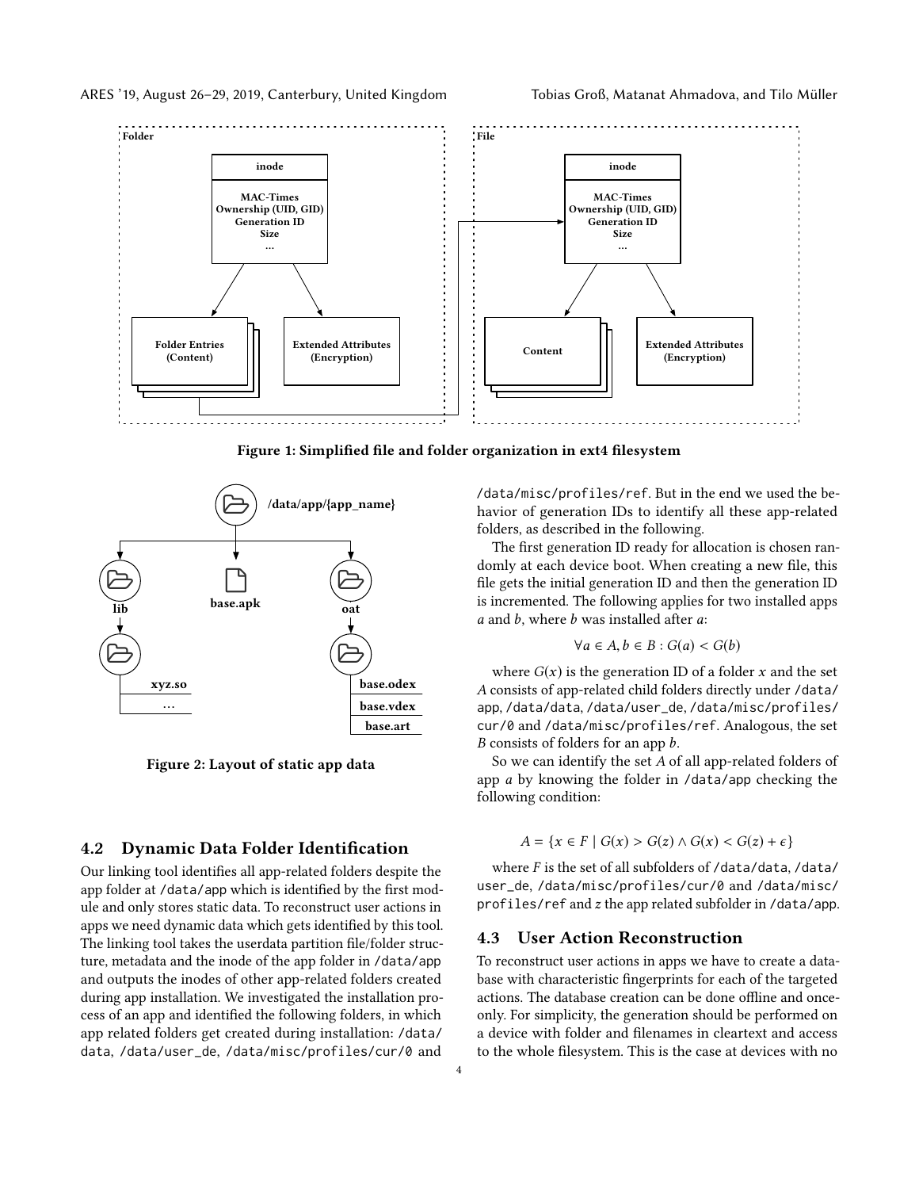Figure 1: Simplified file and folder organization in ext4 filesystem

Figure 2: Layout of static app data

## 4.2 Dynamic Data Folder Identification

Our linking tool identifies all app-related folders despite the app folder at /data/app which is identified by the first module and only stores static data. To reconstruct user actions in apps we need dynamic data which gets identified by this tool. The linking tool takes the userdata partition file/folder structure, metadata and the inode of the app folder in /data/app and outputs the inodes of other app-related folders created during app installation. We investigated the installation process of an app and identified the following folders, in which app related folders get created during installation: /data/data, /data/user_de, /data/misc/profiles/cur/0 and /data/misc/profiles/ref. But in the end we used the behavior of generation IDs to identify all these app-related folders, as described in the following.

The first generation ID ready for allocation is chosen randomly at each device boot. When creating a new file, this file gets the initial generation ID and then the generation ID is incremented. The following applies for two installed apps $a$ and $b$, where $b$ was installed after $a$:

$$\forall a \in A, b \in B : G(a) < G(b)$$

where $G(x)$ is the generation ID of a folder $x$ and the set $A$ consists of app-related child folders directly under /data/app, /data/data, /data/user_de, /data/misc/profiles/cur/0 and /data/misc/profiles/ref. Analogous, the set $B$ consists of folders for an app $b$.

So we can identify the set $A$ of all app-related folders of app $a$ by knowing the folder in /data/app checking the following condition:

$$A = \{x \in F \mid G(x) > G(z) \land G(x) < G(z) + \epsilon\}$$

where $F$ is the set of all subfolders of /data/data, /data/user_de, /data/misc/profiles/cur/0 and /data/misc/profiles/ref and $z$ the app related subfolder in /data/app.

## 4.3 User Action Reconstruction

To reconstruct user actions in apps we have to create a database with characteristic fingerprints for each of the targeted actions. The database creation can be done offline and once-only. For simplicity, the generation should be performed on a device with folder and filenames in cleartext and access to the whole filesystem. This is the case at devices with no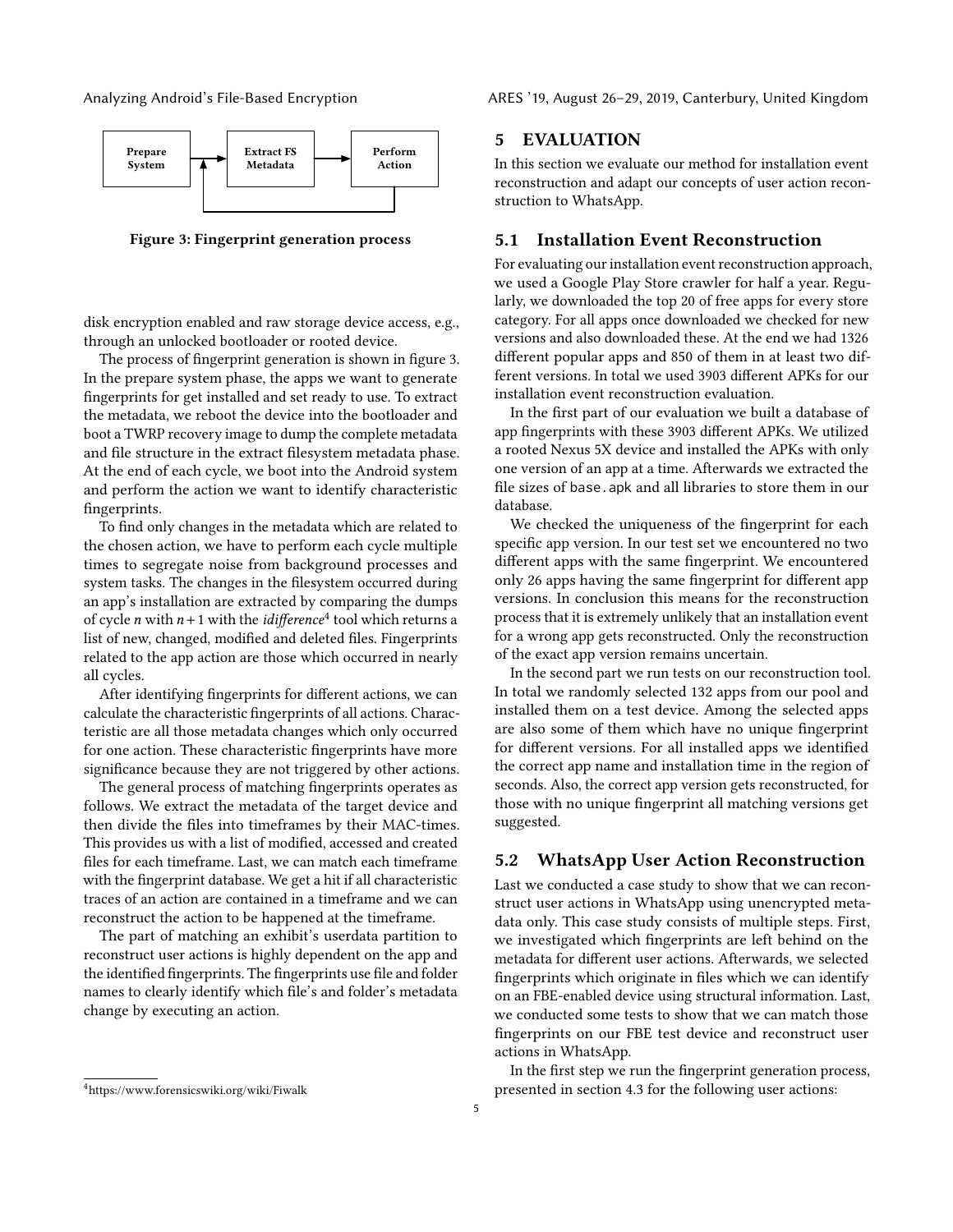Prepare System

Extract FS Metadata

Perform Action

**Figure 3: Fingerprint generation process**

disk encryption enabled and raw storage device access, e.g., through an unlocked bootloader or rooted device.

The process of fingerprint generation is shown in figure 3. In the prepare system phase, the apps we want to generate fingerprints for get installed and set ready to use. To extract the metadata, we reboot the device into the bootloader and boot a TWRP recovery image to dump the complete metadata and file structure in the extract filesystem metadata phase. At the end of each cycle, we boot into the Android system and perform the action we want to identify characteristic fingerprints.

To find only changes in the metadata which are related to the chosen action, we have to perform each cycle multiple times to segregate noise from background processes and system tasks. The changes in the filesystem occurred during an app's installation are extracted by comparing the dumps of cycle $n$ with $n+1$ with the *idifference*[4] tool which returns a list of new, changed, modified and deleted files. Fingerprints related to the app action are those which occurred in nearly all cycles.

After identifying fingerprints for different actions, we can calculate the characteristic fingerprints of all actions. Characteristic are all those metadata changes which only occurred for one action. These characteristic fingerprints have more significance because they are not triggered by other actions.

The general process of matching fingerprints operates as follows. We extract the metadata of the target device and then divide the files into timeframes by their MAC-times. This provides us with a list of modified, accessed and created files for each timeframe. Last, we can match each timeframe with the fingerprint database. We get a hit if all characteristic traces of an action are contained in a timeframe and we can reconstruct the action to be happened at the timeframe.

The part of matching an exhibit's userdata partition to reconstruct user actions is highly dependent on the app and the identified fingerprints. The fingerprints use file and folder names to clearly identify which file's and folder's metadata change by executing an action.

[4] https://www.forensicswiki.org/wiki/Fiwalk

## 5 EVALUATION

In this section we evaluate our method for installation event reconstruction and adapt our concepts of user action reconstruction to WhatsApp.

### 5.1 Installation Event Reconstruction

For evaluating our installation event reconstruction approach, we used a Google Play Store crawler for half a year. Regularly, we downloaded the top 20 of free apps for every store category. For all apps once downloaded we checked for new versions and also downloaded these. At the end we had 1326 different popular apps and 850 of them in at least two different versions. In total we used 3903 different APKs for our installation event reconstruction evaluation.

In the first part of our evaluation we built a database of app fingerprints with these 3903 different APKs. We utilized a rooted Nexus 5X device and installed the APKs with only one version of an app at a time. Afterwards we extracted the file sizes of `base.apk` and all libraries to store them in our database.

We checked the uniqueness of the fingerprint for each specific app version. In our test set we encountered no two different apps with the same fingerprint. We encountered only 26 apps having the same fingerprint for different app versions. In conclusion this means for the reconstruction process that it is extremely unlikely that an installation event for a wrong app gets reconstructed. Only the reconstruction of the exact app version remains uncertain.

In the second part we run tests on our reconstruction tool. In total we randomly selected 132 apps from our pool and installed them on a test device. Among the selected apps are also some of them which have no unique fingerprint for different versions. For all installed apps we identified the correct app name and installation time in the region of seconds. Also, the correct app version gets reconstructed, for those with no unique fingerprint all matching versions get suggested.

### 5.2 WhatsApp User Action Reconstruction

Last we conducted a case study to show that we can reconstruct user actions in WhatsApp using unencrypted metadata only. This case study consists of multiple steps. First, we investigated which fingerprints are left behind on the metadata for different user actions. Afterwards, we selected fingerprints which originate in files which we can identify on an FBE-enabled device using structural information. Last, we conducted some tests to show that we can match those fingerprints on our FBE test device and reconstruct user actions in WhatsApp.

In the first step we run the fingerprint generation process, presented in section 4.3 for the following user actions: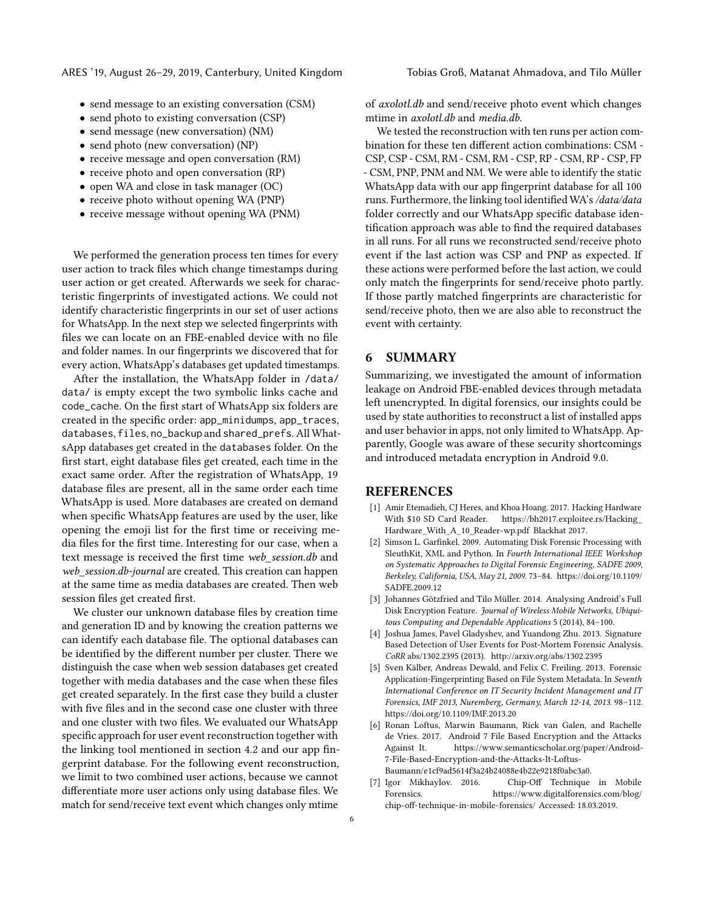- send message to an existing conversation (CSM)
- send photo to existing conversation (CSP)
- send message (new conversation) (NM)
- send photo (new conversation) (NP)
- receive message and open conversation (RM)
- receive photo and open conversation (RP)
- open WA and close in task manager (OC)
- receive photo without opening WA (PNP)
- receive message without opening WA (PNM)

We performed the generation process ten times for every user action to track files which change timestamps during user action or get created. Afterwards we seek for characteristic fingerprints of investigated actions. We could not identify characteristic fingerprints in our set of user actions for WhatsApp. In the next step we selected fingerprints with files we can locate on an FBE-enabled device with no file and folder names. In our fingerprints we discovered that for every action, WhatsApp's databases get updated timestamps.

After the installation, the WhatsApp folder in `/data/data/` is empty except the two symbolic links `cache` and `code_cache`. On the first start of WhatsApp six folders are created in the specific order: `app_minidumps`, `app_traces`, `databases`, `files`, `no_backup` and `shared_prefs`. All WhatsApp databases get created in the `databases` folder. On the first start, eight database files get created, each time in the exact same order. After the registration of WhatsApp, 19 database files are present, all in the same order each time WhatsApp is used. More databases are created on demand when specific WhatsApp features are used by the user, like opening the emoji list for the first time or receiving media files for the first time. Interesting for our case, when a text message is received the first time *web_session.db* and *web_session.db-journal* are created. This creation can happen at the same time as media databases are created. Then web session files get created first.

We cluster our unknown database files by creation time and generation ID and by knowing the creation patterns we can identify each database file. The optional databases can be identified by the different number per cluster. There we distinguish the case when web session databases get created together with media databases and the case when these files get created separately. In the first case they build a cluster with five files and in the second case one cluster with three and one cluster with two files. We evaluated our WhatsApp specific approach for user event reconstruction together with the linking tool mentioned in section 4.2 and our app fingerprint database. For the following event reconstruction, we limit to two combined user actions, because we cannot differentiate more user actions only using database files. We match for send/receive text event which changes only mtime of *axolotl.db* and send/receive photo event which changes mtime in *axolotl.db* and *media.db*.

We tested the reconstruction with ten runs per action combination for these ten different action combinations: CSM - CSP, CSP - CSM, RM - CSM, RM - CSP, RP - CSM, RP - CSP, FP - CSM, PNP, PNM and NM. We were able to identify the static WhatsApp data with our app fingerprint database for all 100 runs. Furthermore, the linking tool identified WA's */data/data* folder correctly and our WhatsApp specific database identification approach was able to find the required databases in all runs. For all runs we reconstructed send/receive photo event if the last action was CSP and PNP as expected. If these actions were performed before the last action, we could only match the fingerprints for send/receive photo partly. If those partly matched fingerprints are characteristic for send/receive photo, then we are also able to reconstruct the event with certainty.

## 6 SUMMARY

Summarizing, we investigated the amount of information leakage on Android FBE-enabled devices through metadata left unencrypted. In digital forensics, our insights could be used by state authorities to reconstruct a list of installed apps and user behavior in apps, not only limited to WhatsApp. Apparently, Google was aware of these security shortcomings and introduced metadata encryption in Android 9.0.

## REFERENCES

[1] Amir Etemadieh, CJ Heres, and Khoa Hoang. 2017. Hacking Hardware With $10 SD Card Reader. https://bh2017.exploitee.rs/Hacking_Hardware_With_A_10_Reader-wp.pdf Blackhat 2017.

[2] Simson L. Garfinkel. 2009. Automating Disk Forensic Processing with SleuthKit, XML and Python. In *Fourth International IEEE Workshop on Systematic Approaches to Digital Forensic Engineering, SADFE 2009, Berkeley, California, USA, May 21, 2009.* 73–84. https://doi.org/10.1109/SADFE.2009.12

[3] Johannes Götzfried and Tilo Müller. 2014. Analysing Android's Full Disk Encryption Feature. *Journal of Wireless Mobile Networks, Ubiquitous Computing and Dependable Applications* 5 (2014), 84–100.

[4] Joshua James, Pavel Gladyshev, and Yuandong Zhu. 2013. Signature Based Detection of User Events for Post-Mortem Forensic Analysis. *CoRR* abs/1302.2395 (2013). http://arxiv.org/abs/1302.2395

[5] Sven Kälber, Andreas Dewald, and Felix C. Freiling. 2013. Forensic Application-Fingerprinting Based on File System Metadata. In *Seventh International Conference on IT Security Incident Management and IT Forensics, IMF 2013, Nuremberg, Germany, March 12-14, 2013.* 98–112. https://doi.org/10.1109/IMF.2013.20

[6] Ronan Loftus, Marwin Baumann, Rick van Galen, and Rachelle de Vries. 2017. Android 7 File Based Encryption and the Attacks Against It. https://www.semanticscholar.org/paper/Android-7-File-Based-Encryption-and-the-Attacks-It-Loftus-Baumann/e1cf9ad5614f3a24b24088e4b22e9218f0abc3a0.

[7] Igor Mikhaylov. 2016. Chip-Off Technique in Mobile Forensics. https://www.digitalforensics.com/blog/chip-off-technique-in-mobile-forensics/ Accessed: 18.03.2019.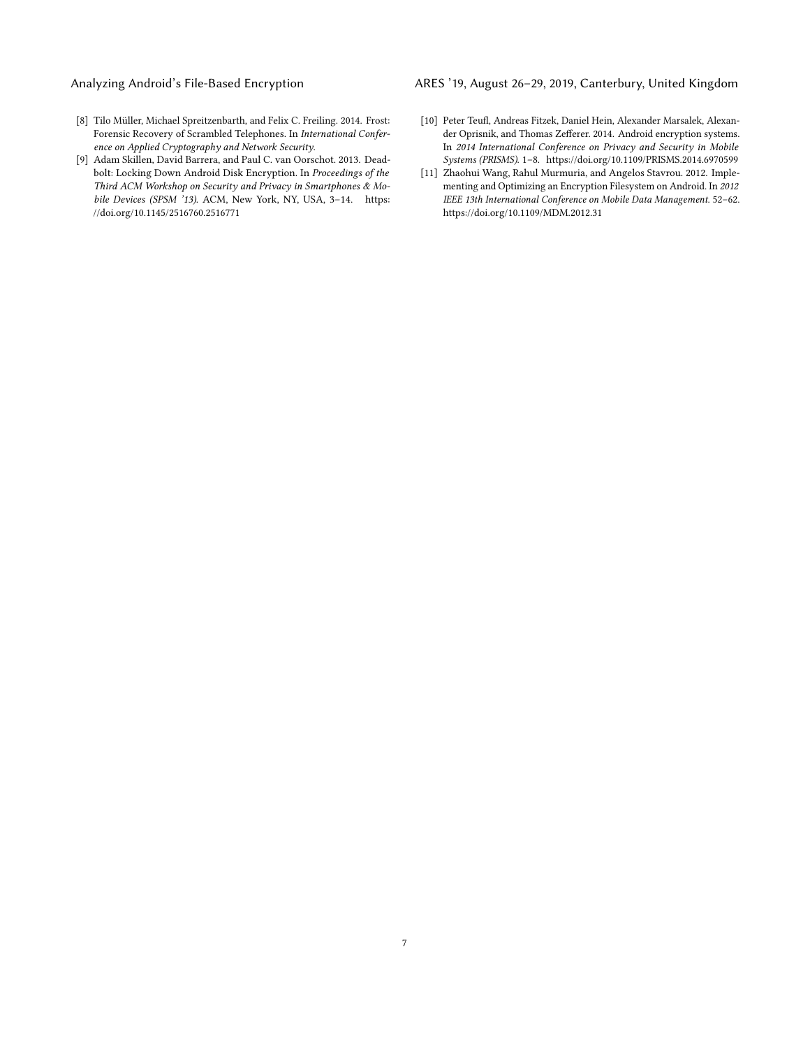- [8] Tilo Müller, Michael Spreitzenbarth, and Felix C. Freiling. 2014. Frost: Forensic Recovery of Scrambled Telephones. In *International Conference on Applied Cryptography and Network Security*.
- [9] Adam Skillen, David Barrera, and Paul C. van Oorschot. 2013. Deadbolt: Locking Down Android Disk Encryption. In *Proceedings of the Third ACM Workshop on Security and Privacy in Smartphones & Mobile Devices (SPSM '13)*. ACM, New York, NY, USA, 3–14. https://doi.org/10.1145/2516760.2516771
- [10] Peter Teufl, Andreas Fitzek, Daniel Hein, Alexander Marsalek, Alexander Oprisnik, and Thomas Zefferer. 2014. Android encryption systems. In *2014 International Conference on Privacy and Security in Mobile Systems (PRISMS)*. 1–8. https://doi.org/10.1109/PRISMS.2014.6970599
- [11] Zhaohui Wang, Rahul Murmuria, and Angelos Stavrou. 2012. Implementing and Optimizing an Encryption Filesystem on Android. In *2012 IEEE 13th International Conference on Mobile Data Management*. 52–62. https://doi.org/10.1109/MDM.2012.31